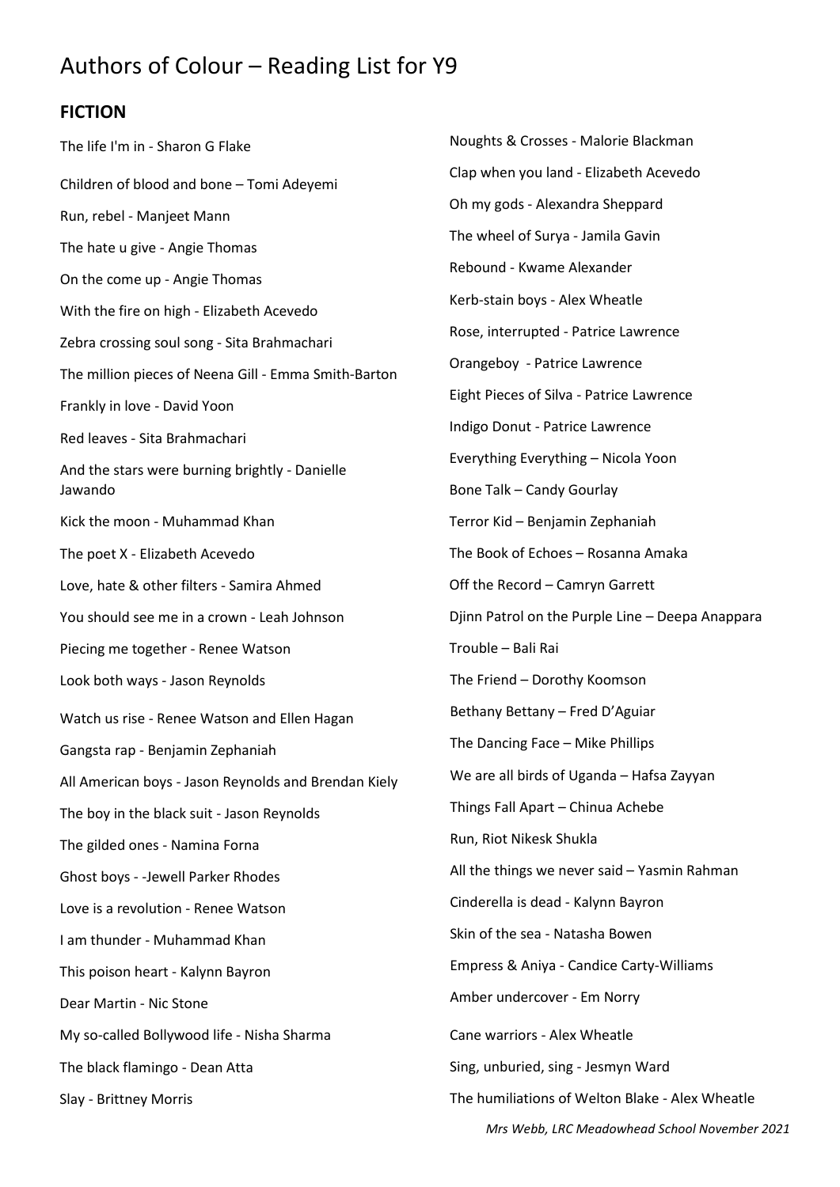# Authors of Colour – Reading List for Y9

## FICTION

The life I'm in - Sharon G Flake

Children of blood and bone – Tomi Adeyemi

Run, rebel - Manjeet Mann

The hate u give - Angie Thomas

On the come up - Angie Thomas

With the fire on high - Elizabeth Acevedo

Zebra crossing soul song - Sita Brahmachari

The million pieces of Neena Gill - Emma Smith-Barton

Frankly in love - David Yoon

Red leaves - Sita Brahmachari

And the stars were burning brightly - Danielle Jawando

Kick the moon - Muhammad Khan

The poet X - Elizabeth Acevedo

Love, hate & other filters - Samira Ahmed

You should see me in a crown - Leah Johnson

Piecing me together - Renee Watson

Look both ways - Jason Reynolds

Watch us rise - Renee Watson and Ellen Hagan

Gangsta rap - Benjamin Zephaniah

All American boys - Jason Reynolds and Brendan Kiely

The boy in the black suit - Jason Reynolds

The gilded ones - Namina Forna

Ghost boys - -Jewell Parker Rhodes

Love is a revolution - Renee Watson

I am thunder - Muhammad Khan

This poison heart - Kalynn Bayron

Dear Martin - Nic Stone

My so-called Bollywood life - Nisha Sharma

The black flamingo - Dean Atta

Slay - Brittney Morris

Noughts & Crosses - Malorie Blackman

Clap when you land - Elizabeth Acevedo

Oh my gods - Alexandra Sheppard

The wheel of Surya - Jamila Gavin

Rebound - Kwame Alexander

Kerb-stain boys - Alex Wheatle

Rose, interrupted - Patrice Lawrence

Orangeboy - Patrice Lawrence

Eight Pieces of Silva - Patrice Lawrence

Indigo Donut - Patrice Lawrence

Everything Everything – Nicola Yoon

Bone Talk – Candy Gourlay

Terror Kid – Benjamin Zephaniah

The Book of Echoes – Rosanna Amaka

Off the Record – Camryn Garrett

Djinn Patrol on the Purple Line – Deepa Anappara

Trouble – Bali Rai

The Friend – Dorothy Koomson

Bethany Bettany – Fred D'Aguiar

The Dancing Face – Mike Phillips

We are all birds of Uganda – Hafsa Zayyan

Things Fall Apart – Chinua Achebe

Run, Riot Nikesk Shukla

All the things we never said – Yasmin Rahman

Cinderella is dead - Kalynn Bayron

Skin of the sea - Natasha Bowen

Empress & Aniya - Candice Carty-Williams

Amber undercover - Em Norry

Cane warriors - Alex Wheatle

Sing, unburied, sing - Jesmyn Ward

The humiliations of Welton Blake - Alex Wheatle

*Mrs Webb, LRC Meadowhead School November 2021*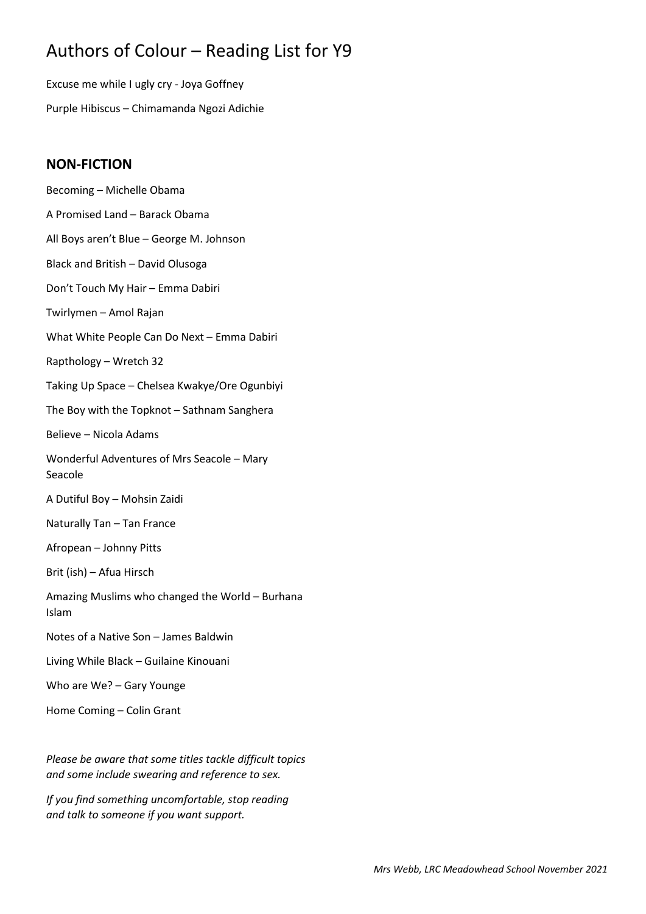# Authors of Colour – Reading List for Y9

Excuse me while I ugly cry - Joya Goffney

Purple Hibiscus – Chimamanda Ngozi Adichie

## NON-FICTION

Becoming – Michelle Obama

A Promised Land – Barack Obama

All Boys aren't Blue – George M. Johnson

Black and British – David Olusoga

Don't Touch My Hair – Emma Dabiri

Twirlymen – Amol Rajan

What White People Can Do Next – Emma Dabiri

Rapthology – Wretch 32

Taking Up Space – Chelsea Kwakye/Ore Ogunbiyi

The Boy with the Topknot – Sathnam Sanghera

Believe – Nicola Adams

Wonderful Adventures of Mrs Seacole – Mary Seacole

A Dutiful Boy – Mohsin Zaidi

Naturally Tan – Tan France

Afropean – Johnny Pitts

Brit (ish) – Afua Hirsch

Amazing Muslims who changed the World – Burhana Islam

Notes of a Native Son – James Baldwin

Living While Black – Guilaine Kinouani

Who are We? – Gary Younge

Home Coming – Colin Grant

*Please be aware that some titles tackle difficult topics and some include swearing and reference to sex.*

*If you find something uncomfortable, stop reading and talk to someone if you want support.*

*Mrs Webb, LRC Meadowhead School November 2021*